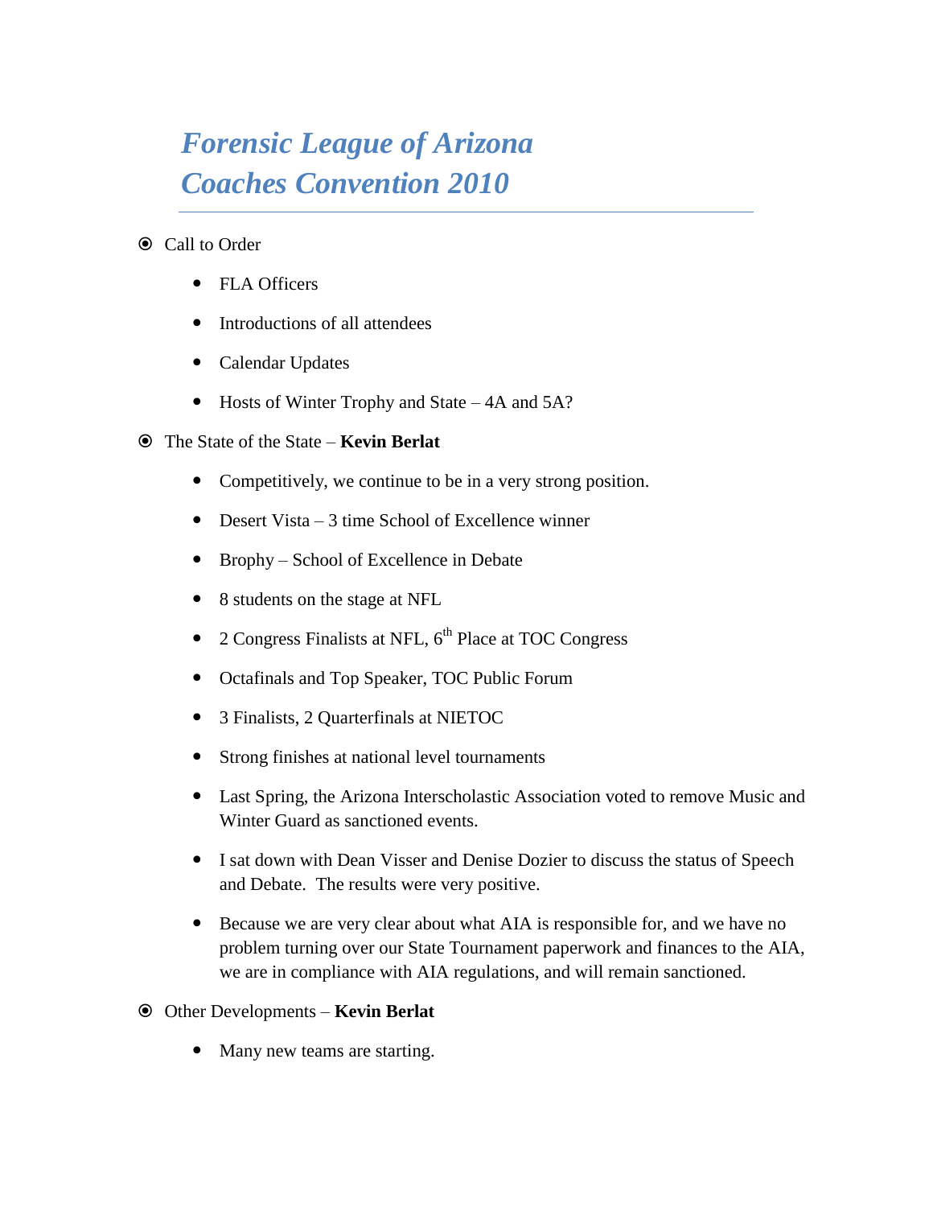# *Forensic League of Arizona*
# *Coaches Convention 2010*

- Call to Order
  - FLA Officers
  - Introductions of all attendees
  - Calendar Updates
  - Hosts of Winter Trophy and State – 4A and 5A?
- The State of the State – **Kevin Berlat**
  - Competitively, we continue to be in a very strong position.
  - Desert Vista – 3 time School of Excellence winner
  - Brophy – School of Excellence in Debate
  - 8 students on the stage at NFL
  - 2 Congress Finalists at NFL, 6th Place at TOC Congress
  - Octafinals and Top Speaker, TOC Public Forum
  - 3 Finalists, 2 Quarterfinals at NIETOC
  - Strong finishes at national level tournaments
  - Last Spring, the Arizona Interscholastic Association voted to remove Music and Winter Guard as sanctioned events.
  - I sat down with Dean Visser and Denise Dozier to discuss the status of Speech and Debate. The results were very positive.
  - Because we are very clear about what AIA is responsible for, and we have no problem turning over our State Tournament paperwork and finances to the AIA, we are in compliance with AIA regulations, and will remain sanctioned.
- Other Developments – **Kevin Berlat**
  - Many new teams are starting.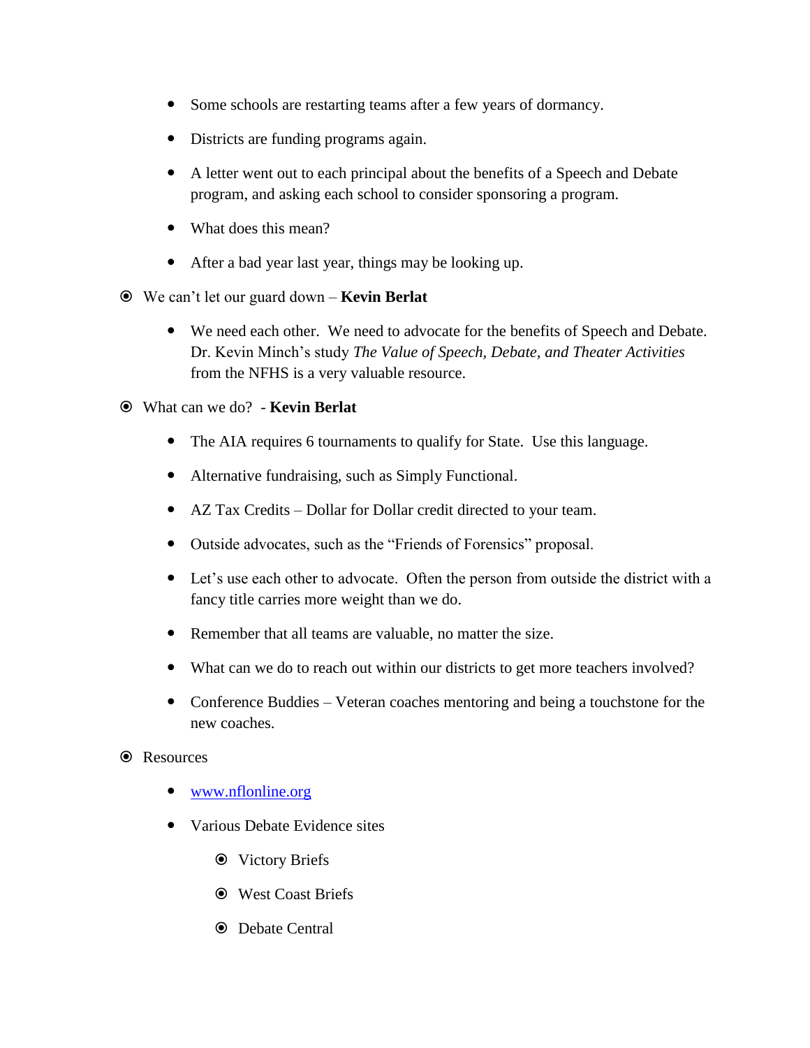- Some schools are restarting teams after a few years of dormancy.
  - Districts are funding programs again.
  - A letter went out to each principal about the benefits of a Speech and Debate program, and asking each school to consider sponsoring a program.
  - What does this mean?
  - After a bad year last year, things may be looking up.

- We can't let our guard down – **Kevin Berlat**
  - We need each other. We need to advocate for the benefits of Speech and Debate. Dr. Kevin Minch's study *The Value of Speech, Debate, and Theater Activities* from the NFHS is a very valuable resource.

- What can we do? - **Kevin Berlat**
  - The AIA requires 6 tournaments to qualify for State. Use this language.
  - Alternative fundraising, such as Simply Functional.
  - AZ Tax Credits – Dollar for Dollar credit directed to your team.
  - Outside advocates, such as the "Friends of Forensics" proposal.
  - Let's use each other to advocate. Often the person from outside the district with a fancy title carries more weight than we do.
  - Remember that all teams are valuable, no matter the size.
  - What can we do to reach out within our districts to get more teachers involved?
  - Conference Buddies – Veteran coaches mentoring and being a touchstone for the new coaches.

- Resources
  - [www.nflonline.org](http://www.nflonline.org)
  - Various Debate Evidence sites
    - Victory Briefs
    - West Coast Briefs
    - Debate Central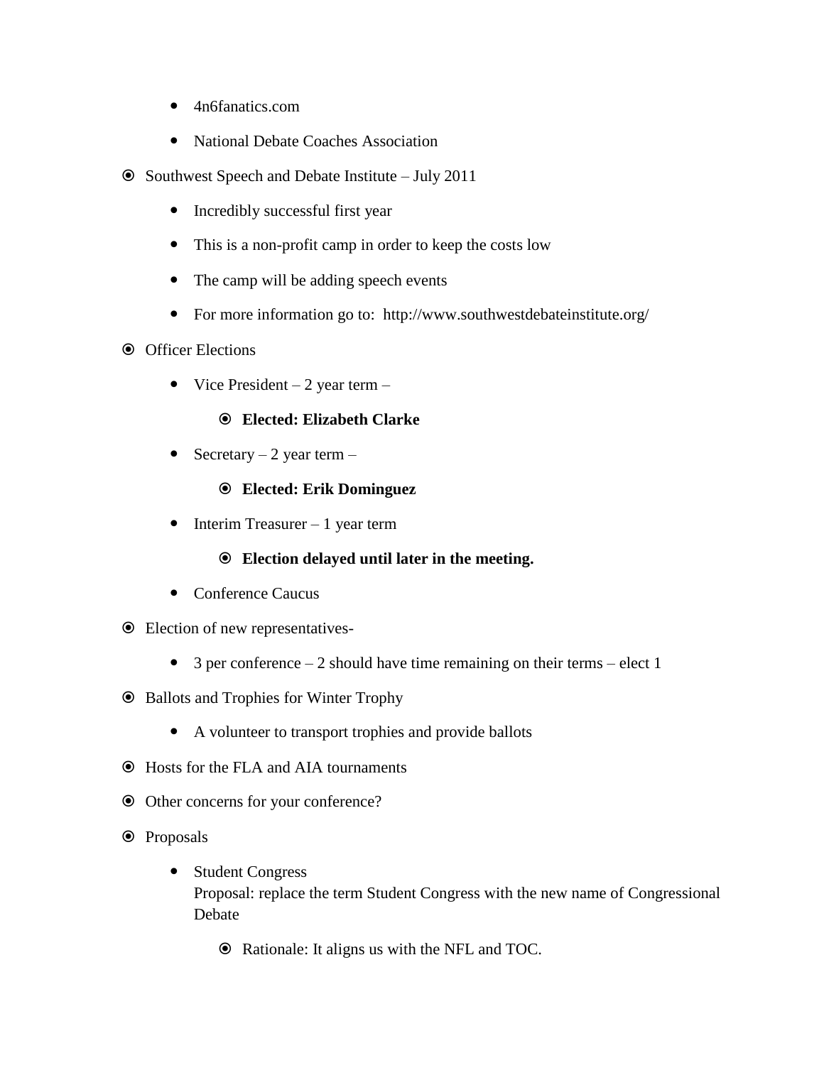- 4n6fanatics.com
  - National Debate Coaches Association

- Southwest Speech and Debate Institute – July 2011
  - Incredibly successful first year
  - This is a non-profit camp in order to keep the costs low
  - The camp will be adding speech events
  - For more information go to:  http://www.southwestdebateinstitute.org/

- Officer Elections
  - Vice President – 2 year term –
    - **Elected: Elizabeth Clarke**
  - Secretary – 2 year term –
    - **Elected: Erik Dominguez**
  - Interim Treasurer – 1 year term
    - **Election delayed until later in the meeting.**
  - Conference Caucus

- Election of new representatives-
  - 3 per conference – 2 should have time remaining on their terms – elect 1

- Ballots and Trophies for Winter Trophy
  - A volunteer to transport trophies and provide ballots

- Hosts for the FLA and AIA tournaments

- Other concerns for your conference?

- Proposals
  - Student Congress
    Proposal: replace the term Student Congress with the new name of Congressional Debate
    - Rationale: It aligns us with the NFL and TOC.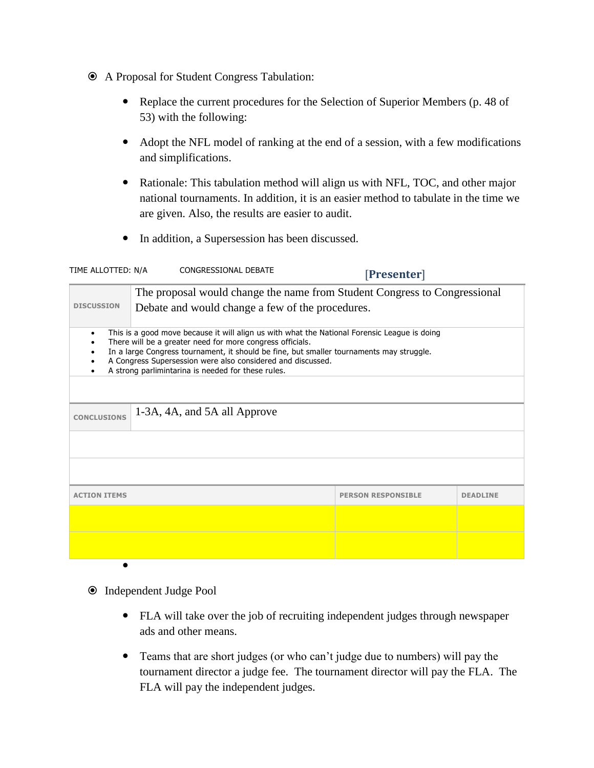- A Proposal for Student Congress Tabulation:
  - Replace the current procedures for the Selection of Superior Members (p. 48 of 53) with the following:
  - Adopt the NFL model of ranking at the end of a session, with a few modifications and simplifications.
  - Rationale: This tabulation method will align us with NFL, TOC, and other major national tournaments. In addition, it is an easier method to tabulate in the time we are given. Also, the results are easier to audit.
  - In addition, a Supersession has been discussed.

TIME ALLOTTED: N/A CONGRESSIONAL DEBATE [Presenter]

| DISCUSSION | The proposal would change the name from Student Congress to Congressional Debate and would change a few of the procedures. |
|---|---|

- This is a good move because it will align us with what the National Forensic League is doing
- There will be a greater need for more congress officials.
- In a large Congress tournament, it should be fine, but smaller tournaments may struggle.
- A Congress Supersession were also considered and discussed.
- A strong parlimintarina is needed for these rules.

| CONCLUSIONS | 1-3A, 4A, and 5A all Approve |
|---|---|

| ACTION ITEMS | PERSON RESPONSIBLE | DEADLINE |
|---|---|---|
| | | |
| | | |

- Independent Judge Pool
  - FLA will take over the job of recruiting independent judges through newspaper ads and other means.
  - Teams that are short judges (or who can't judge due to numbers) will pay the tournament director a judge fee. The tournament director will pay the FLA. The FLA will pay the independent judges.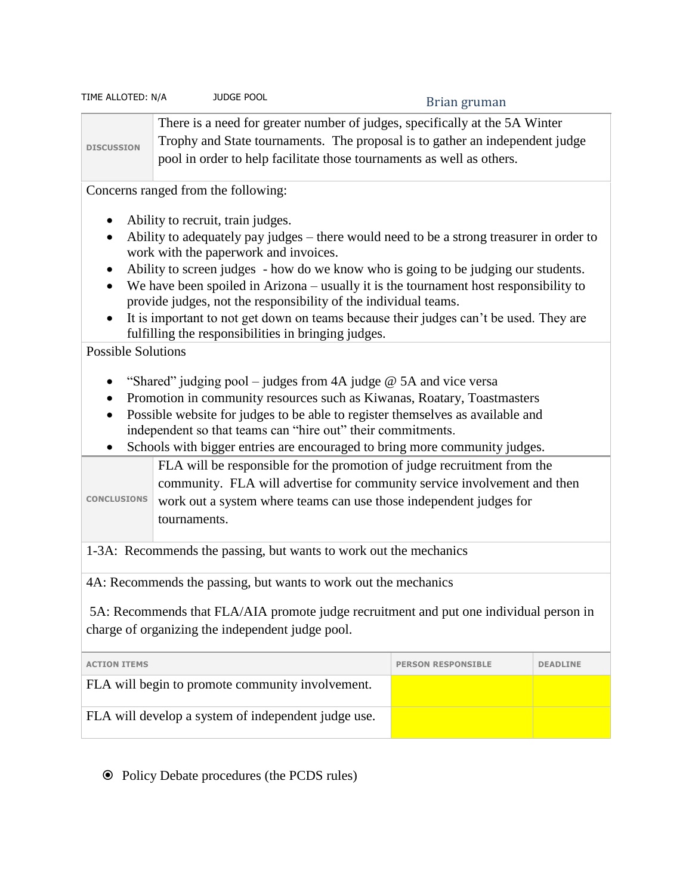TIME ALLOTED: N/A JUDGE POOL Brian gruman

| DISCUSSION | There is a need for greater number of judges, specifically at the 5A Winter Trophy and State tournaments. The proposal is to gather an independent judge pool in order to help facilitate those tournaments as well as others. |
|---|---|

Concerns ranged from the following:

- Ability to recruit, train judges.
- Ability to adequately pay judges – there would need to be a strong treasurer in order to work with the paperwork and invoices.
- Ability to screen judges - how do we know who is going to be judging our students.
- We have been spoiled in Arizona – usually it is the tournament host responsibility to provide judges, not the responsibility of the individual teams.
- It is important to not get down on teams because their judges can't be used. They are fulfilling the responsibilities in bringing judges.

Possible Solutions

- "Shared" judging pool – judges from 4A judge @ 5A and vice versa
- Promotion in community resources such as Kiwanas, Roatary, Toastmasters
- Possible website for judges to be able to register themselves as available and independent so that teams can "hire out" their commitments.
- Schools with bigger entries are encouraged to bring more community judges.

| CONCLUSIONS | FLA will be responsible for the promotion of judge recruitment from the community. FLA will advertise for community service involvement and then work out a system where teams can use those independent judges for tournaments. |
|---|---|

1-3A: Recommends the passing, but wants to work out the mechanics

4A: Recommends the passing, but wants to work out the mechanics

5A: Recommends that FLA/AIA promote judge recruitment and put one individual person in charge of organizing the independent judge pool.

| ACTION ITEMS | PERSON RESPONSIBLE | DEADLINE |
|---|---|---|
| FLA will begin to promote community involvement. | | |
| FLA will develop a system of independent judge use. | | |

- Policy Debate procedures (the PCDS rules)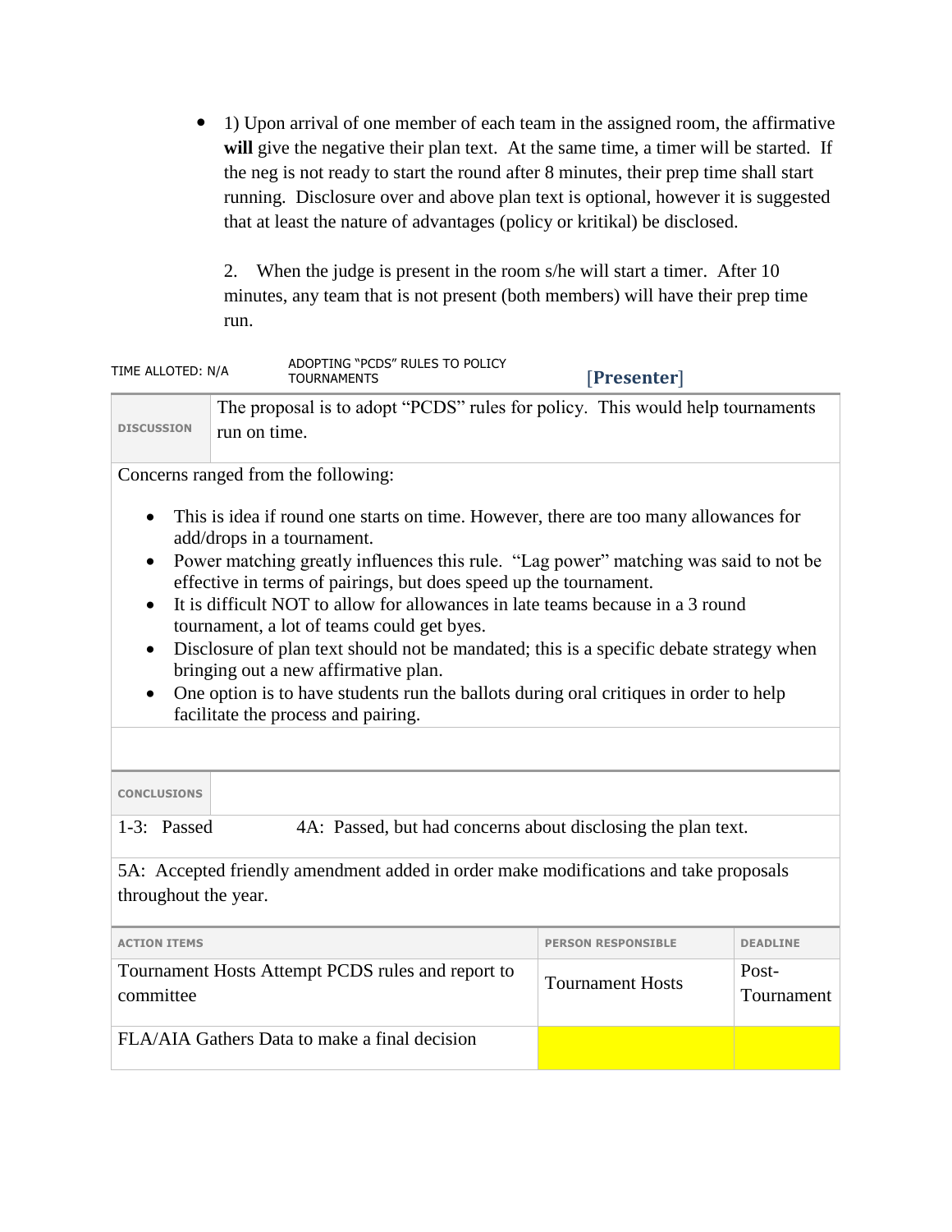- 1) Upon arrival of one member of each team in the assigned room, the affirmative **will** give the negative their plan text. At the same time, a timer will be started. If the neg is not ready to start the round after 8 minutes, their prep time shall start running. Disclosure over and above plan text is optional, however it is suggested that at least the nature of advantages (policy or kritikal) be disclosed.

  2. When the judge is present in the room s/he will start a timer. After 10 minutes, any team that is not present (both members) will have their prep time run.

| TIME ALLOTED: N/A | ADOPTING "PCDS" RULES TO POLICY TOURNAMENTS | [Presenter] |
|---|---|---|

| DISCUSSION | The proposal is to adopt "PCDS" rules for policy. This would help tournaments run on time. |
|---|---|

Concerns ranged from the following:

- This is idea if round one starts on time. However, there are too many allowances for add/drops in a tournament.
- Power matching greatly influences this rule. "Lag power" matching was said to not be effective in terms of pairings, but does speed up the tournament.
- It is difficult NOT to allow for allowances in late teams because in a 3 round tournament, a lot of teams could get byes.
- Disclosure of plan text should not be mandated; this is a specific debate strategy when bringing out a new affirmative plan.
- One option is to have students run the ballots during oral critiques in order to help facilitate the process and pairing.

| CONCLUSIONS | |
|---|---|

1-3: Passed 4A: Passed, but had concerns about disclosing the plan text.

5A: Accepted friendly amendment added in order make modifications and take proposals throughout the year.

| ACTION ITEMS | PERSON RESPONSIBLE | DEADLINE |
|---|---|---|
| Tournament Hosts Attempt PCDS rules and report to committee | Tournament Hosts | Post-Tournament |
| FLA/AIA Gathers Data to make a final decision | | |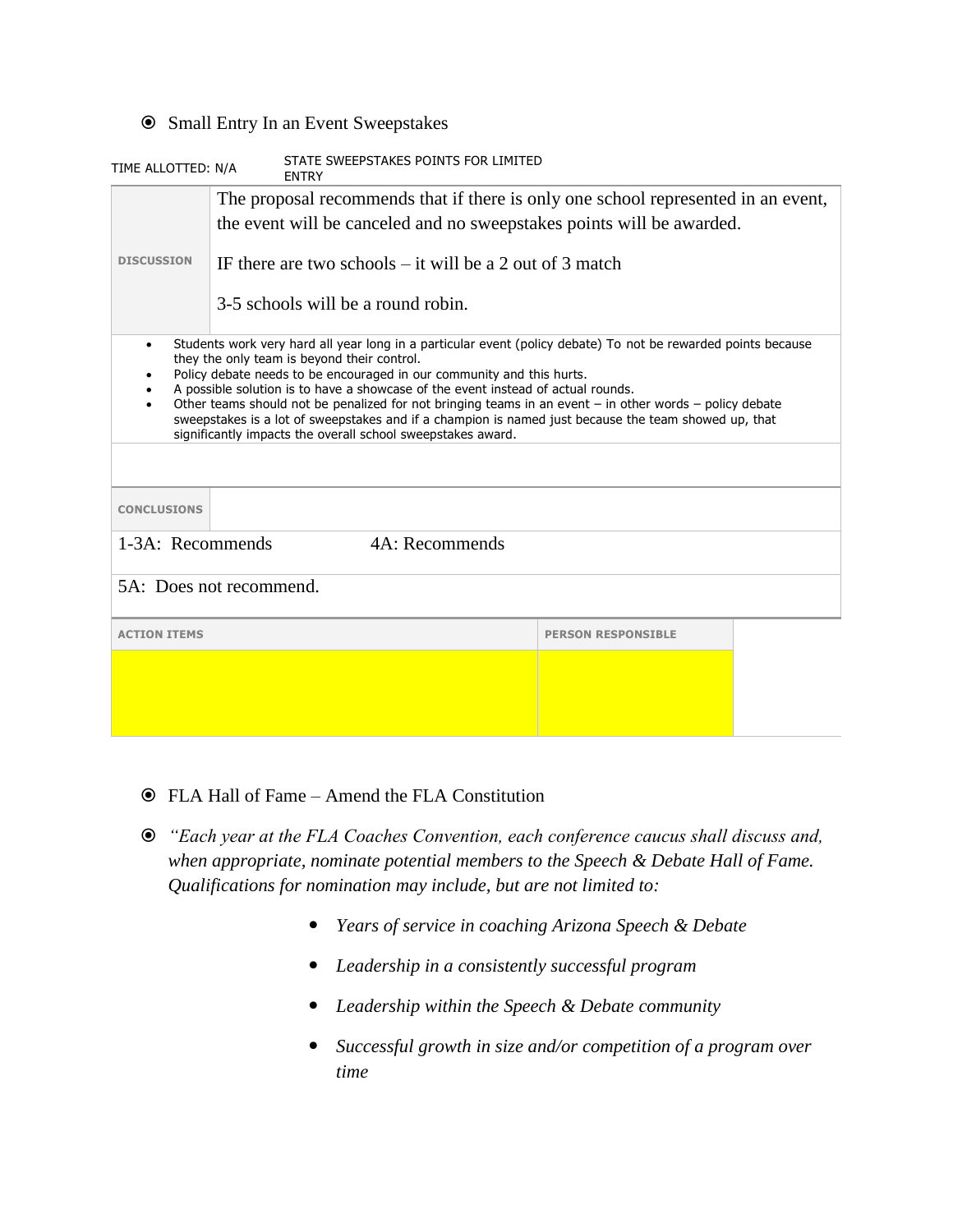- Small Entry In an Event Sweepstakes

TIME ALLOTTED: N/A STATE SWEEPSTAKES POINTS FOR LIMITED ENTRY

| DISCUSSION | The proposal recommends that if there is only one school represented in an event, the event will be canceled and no sweepstakes points will be awarded.<br><br>IF there are two schools – it will be a 2 out of 3 match<br><br>3-5 schools will be a round robin. |
|---|---|

- Students work very hard all year long in a particular event (policy debate) To not be rewarded points because they the only team is beyond their control.
- Policy debate needs to be encouraged in our community and this hurts.
- A possible solution is to have a showcase of the event instead of actual rounds.
- Other teams should not be penalized for not bringing teams in an event – in other words – policy debate sweepstakes is a lot of sweepstakes and if a champion is named just because the team showed up, that significantly impacts the overall school sweepstakes award.

| CONCLUSIONS | |
|---|---|

1-3A: Recommends 4A: Recommends

5A: Does not recommend.

| ACTION ITEMS | PERSON RESPONSIBLE |
|---|---|
| | |

- FLA Hall of Fame – Amend the FLA Constitution
- *"Each year at the FLA Coaches Convention, each conference caucus shall discuss and, when appropriate, nominate potential members to the Speech & Debate Hall of Fame. Qualifications for nomination may include, but are not limited to:*
  - *Years of service in coaching Arizona Speech & Debate*
  - *Leadership in a consistently successful program*
  - *Leadership within the Speech & Debate community*
  - *Successful growth in size and/or competition of a program over time*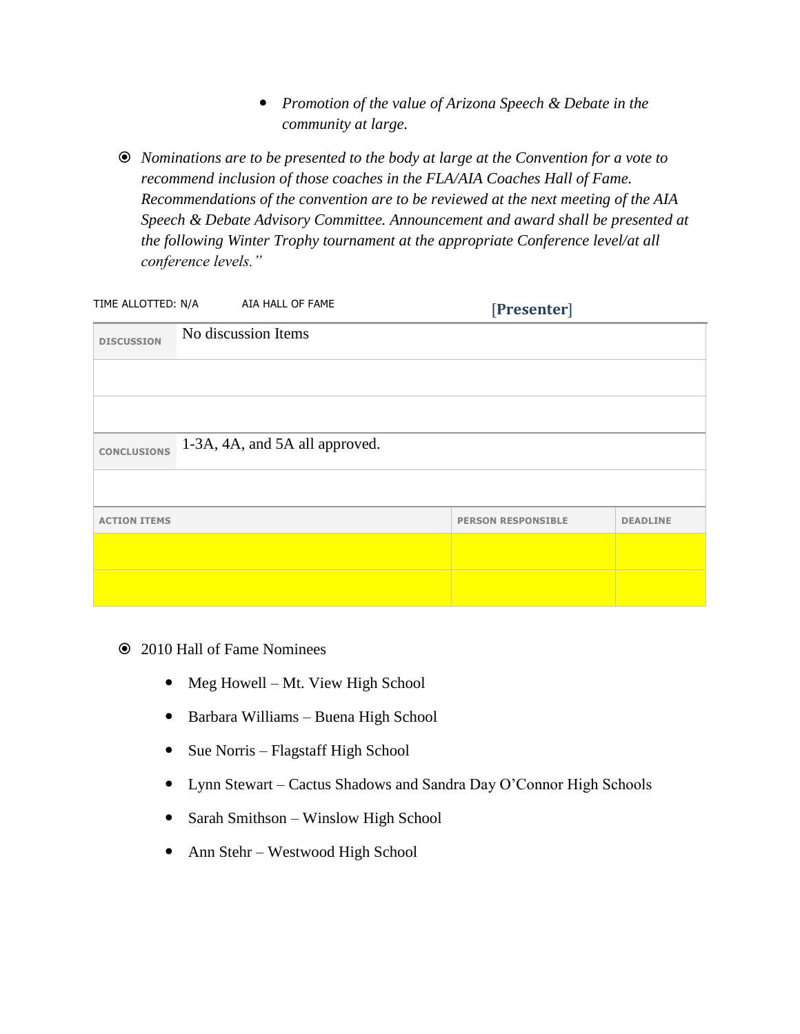- *Promotion of the value of Arizona Speech & Debate in the community at large.*

- *Nominations are to be presented to the body at large at the Convention for a vote to recommend inclusion of those coaches in the FLA/AIA Coaches Hall of Fame. Recommendations of the convention are to be reviewed at the next meeting of the AIA Speech & Debate Advisory Committee. Announcement and award shall be presented at the following Winter Trophy tournament at the appropriate Conference level/at all conference levels."*

TIME ALLOTTED: N/A AIA HALL OF FAME **[Presenter]**

| | |
|---|---|
| DISCUSSION | No discussion Items |
| | |
| | |
| CONCLUSIONS | 1-3A, 4A, and 5A all approved. |
| | |

| ACTION ITEMS | PERSON RESPONSIBLE | DEADLINE |
|---|---|---|
| | | |
| | | |

- 2010 Hall of Fame Nominees
  - Meg Howell – Mt. View High School
  - Barbara Williams – Buena High School
  - Sue Norris – Flagstaff High School
  - Lynn Stewart – Cactus Shadows and Sandra Day O'Connor High Schools
  - Sarah Smithson – Winslow High School
  - Ann Stehr – Westwood High School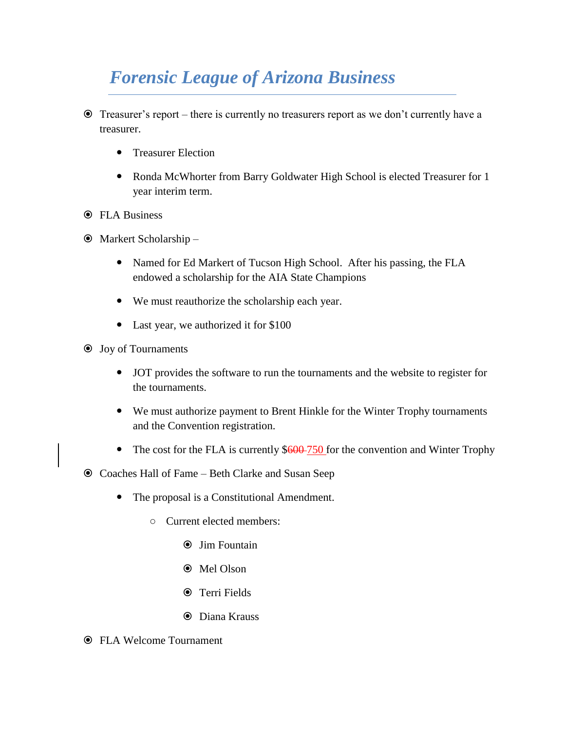# *Forensic League of Arizona Business*

- Treasurer's report – there is currently no treasurers report as we don't currently have a treasurer.
    - Treasurer Election
    - Ronda McWhorter from Barry Goldwater High School is elected Treasurer for 1 year interim term.
- FLA Business
- Markert Scholarship –
    - Named for Ed Markert of Tucson High School. After his passing, the FLA endowed a scholarship for the AIA State Champions
    - We must reauthorize the scholarship each year.
    - Last year, we authorized it for $100
- Joy of Tournaments
    - JOT provides the software to run the tournaments and the website to register for the tournaments.
    - We must authorize payment to Brent Hinkle for the Winter Trophy tournaments and the Convention registration.
    - The cost for the FLA is currently $~~600~~ 750 for the convention and Winter Trophy
- Coaches Hall of Fame – Beth Clarke and Susan Seep
    - The proposal is a Constitutional Amendment.
        - Current elected members:
            - Jim Fountain
            - Mel Olson
            - Terri Fields
            - Diana Krauss
- FLA Welcome Tournament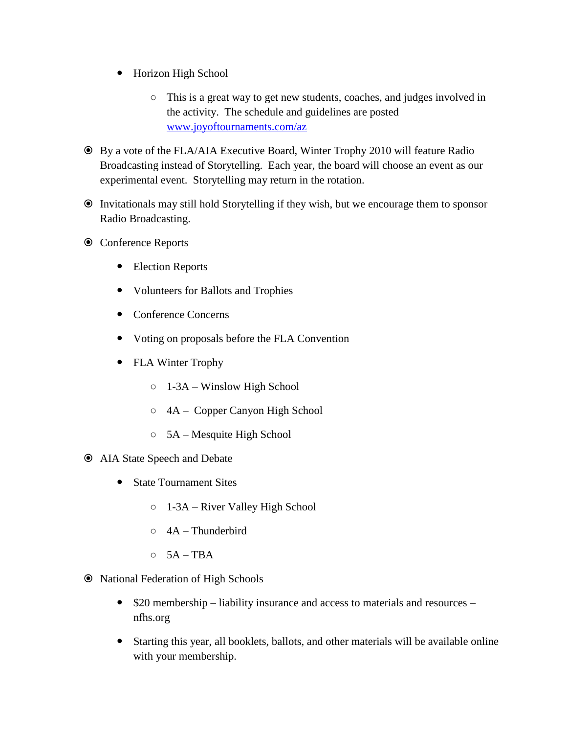- Horizon High School
    - This is a great way to get new students, coaches, and judges involved in the activity. The schedule and guidelines are posted [www.joyoftournaments.com/az](http://www.joyoftournaments.com/az)

- By a vote of the FLA/AIA Executive Board, Winter Trophy 2010 will feature Radio Broadcasting instead of Storytelling. Each year, the board will choose an event as our experimental event. Storytelling may return in the rotation.

- Invitationals may still hold Storytelling if they wish, but we encourage them to sponsor Radio Broadcasting.

- Conference Reports
  - Election Reports
  - Volunteers for Ballots and Trophies
  - Conference Concerns
  - Voting on proposals before the FLA Convention
  - FLA Winter Trophy
    - 1-3A – Winslow High School
    - 4A – Copper Canyon High School
    - 5A – Mesquite High School

- AIA State Speech and Debate
  - State Tournament Sites
    - 1-3A – River Valley High School
    - 4A – Thunderbird
    - 5A – TBA

- National Federation of High Schools
  - $20 membership – liability insurance and access to materials and resources – nfhs.org
  - Starting this year, all booklets, ballots, and other materials will be available online with your membership.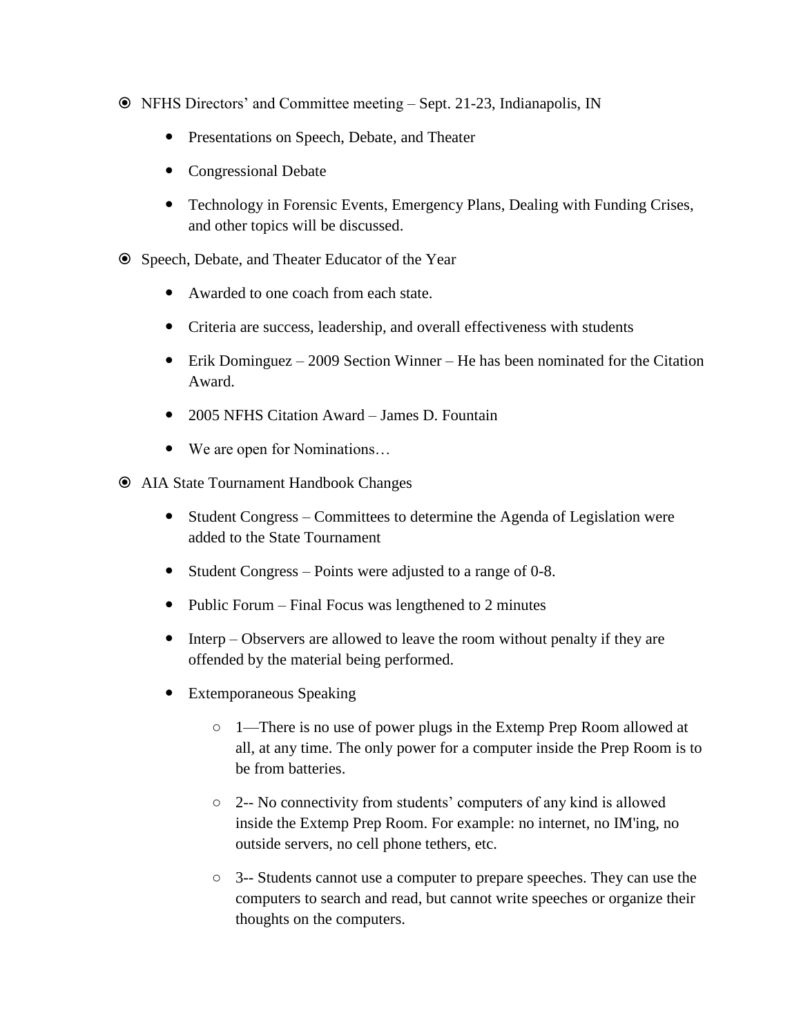- NFHS Directors' and Committee meeting – Sept. 21-23, Indianapolis, IN
  - Presentations on Speech, Debate, and Theater
  - Congressional Debate
  - Technology in Forensic Events, Emergency Plans, Dealing with Funding Crises, and other topics will be discussed.
- Speech, Debate, and Theater Educator of the Year
  - Awarded to one coach from each state.
  - Criteria are success, leadership, and overall effectiveness with students
  - Erik Dominguez – 2009 Section Winner – He has been nominated for the Citation Award.
  - 2005 NFHS Citation Award – James D. Fountain
  - We are open for Nominations…
- AIA State Tournament Handbook Changes
  - Student Congress – Committees to determine the Agenda of Legislation were added to the State Tournament
  - Student Congress – Points were adjusted to a range of 0-8.
  - Public Forum – Final Focus was lengthened to 2 minutes
  - Interp – Observers are allowed to leave the room without penalty if they are offended by the material being performed.
  - Extemporaneous Speaking
    - 1—There is no use of power plugs in the Extemp Prep Room allowed at all, at any time. The only power for a computer inside the Prep Room is to be from batteries.
    - 2-- No connectivity from students' computers of any kind is allowed inside the Extemp Prep Room. For example: no internet, no IM'ing, no outside servers, no cell phone tethers, etc.
    - 3-- Students cannot use a computer to prepare speeches. They can use the computers to search and read, but cannot write speeches or organize their thoughts on the computers.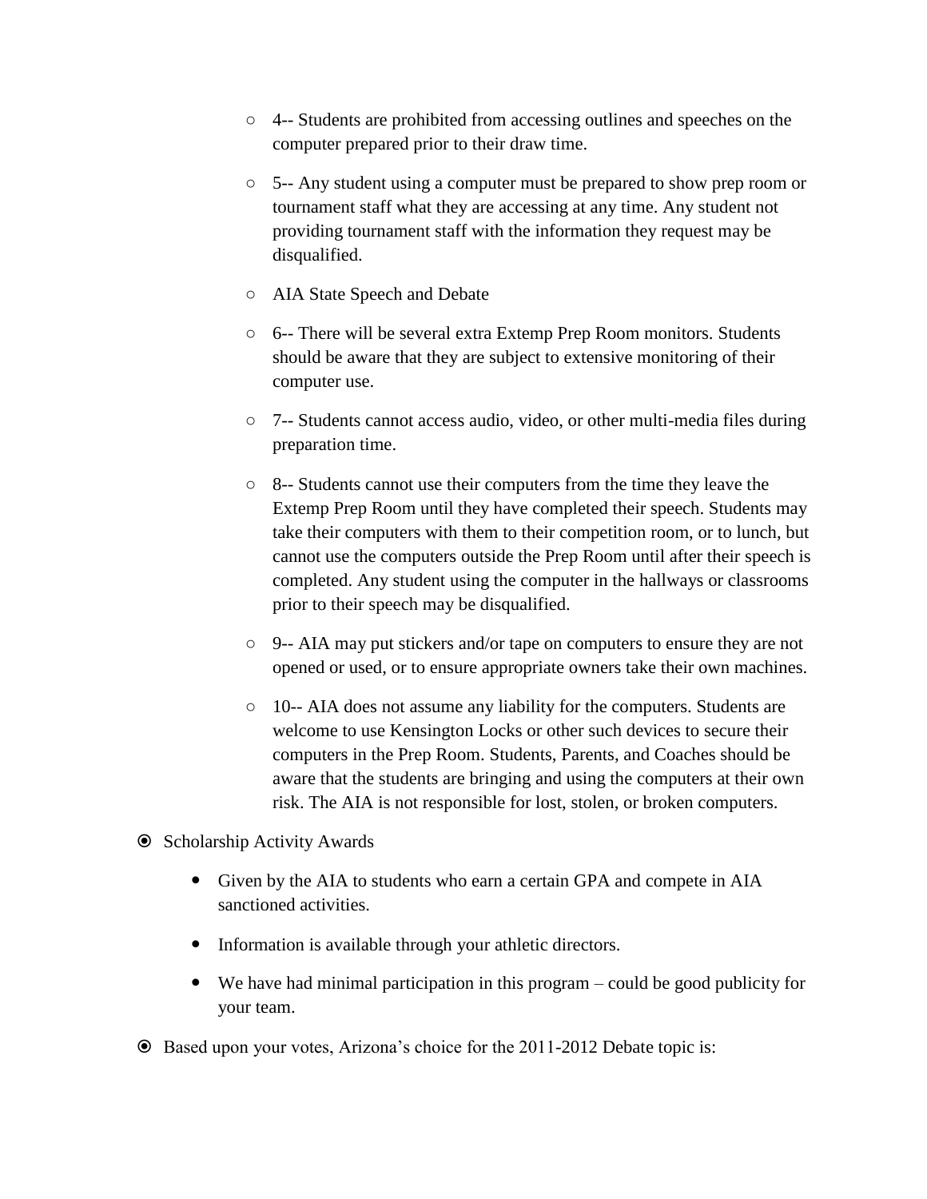- 4-- Students are prohibited from accessing outlines and speeches on the computer prepared prior to their draw time.
- 5-- Any student using a computer must be prepared to show prep room or tournament staff what they are accessing at any time. Any student not providing tournament staff with the information they request may be disqualified.
- AIA State Speech and Debate
- 6-- There will be several extra Extemp Prep Room monitors. Students should be aware that they are subject to extensive monitoring of their computer use.
- 7-- Students cannot access audio, video, or other multi-media files during preparation time.
- 8-- Students cannot use their computers from the time they leave the Extemp Prep Room until they have completed their speech. Students may take their computers with them to their competition room, or to lunch, but cannot use the computers outside the Prep Room until after their speech is completed. Any student using the computer in the hallways or classrooms prior to their speech may be disqualified.
- 9-- AIA may put stickers and/or tape on computers to ensure they are not opened or used, or to ensure appropriate owners take their own machines.
- 10-- AIA does not assume any liability for the computers. Students are welcome to use Kensington Locks or other such devices to secure their computers in the Prep Room. Students, Parents, and Coaches should be aware that the students are bringing and using the computers at their own risk. The AIA is not responsible for lost, stolen, or broken computers.

- Scholarship Activity Awards
  - Given by the AIA to students who earn a certain GPA and compete in AIA sanctioned activities.
  - Information is available through your athletic directors.
  - We have had minimal participation in this program – could be good publicity for your team.
- Based upon your votes, Arizona's choice for the 2011-2012 Debate topic is: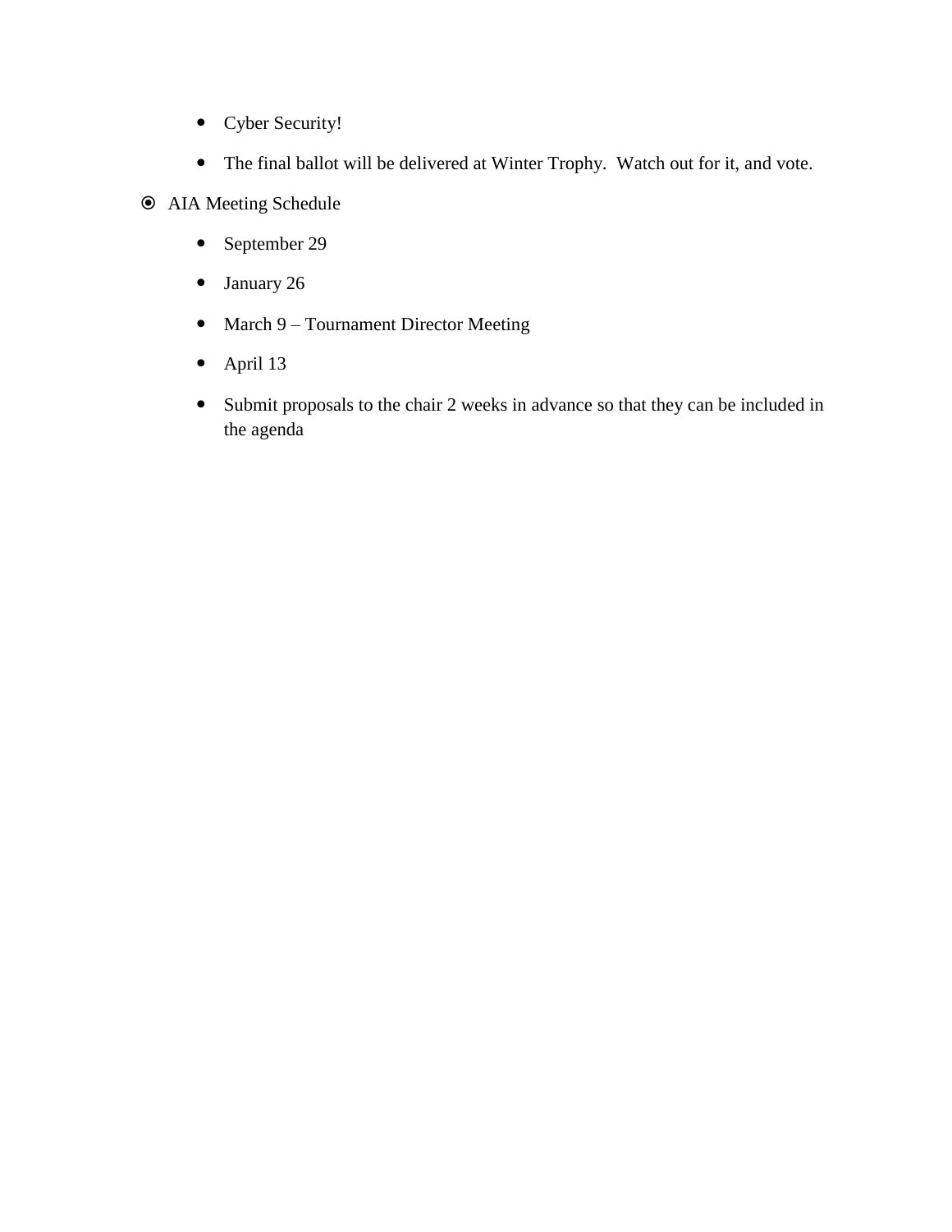- Cyber Security!
  - The final ballot will be delivered at Winter Trophy.  Watch out for it, and vote.
- AIA Meeting Schedule
  - September 29
  - January 26
  - March 9 – Tournament Director Meeting
  - April 13
  - Submit proposals to the chair 2 weeks in advance so that they can be included in the agenda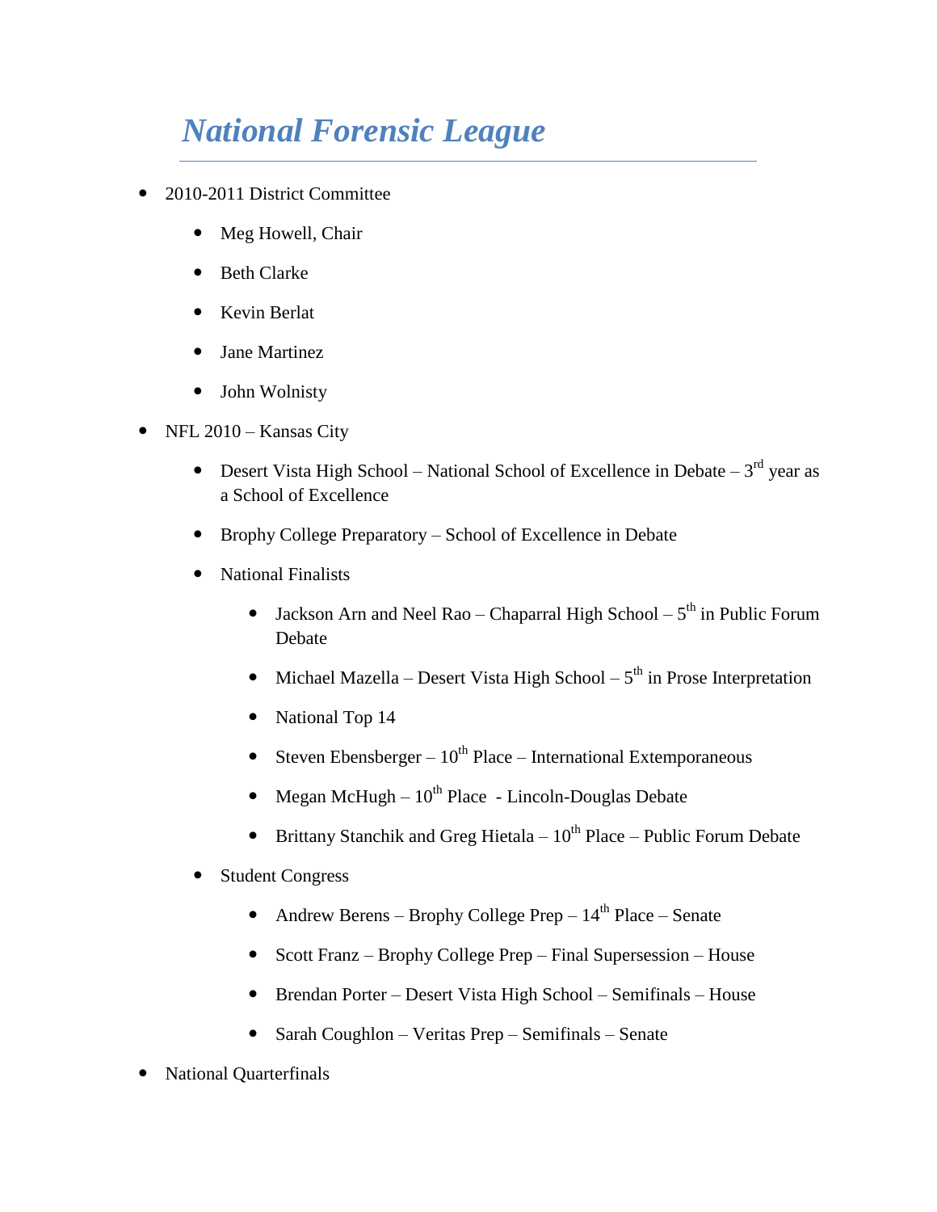# *National Forensic League*

- 2010-2011 District Committee
  - Meg Howell, Chair
  - Beth Clarke
  - Kevin Berlat
  - Jane Martinez
  - John Wolnisty
- NFL 2010 – Kansas City
  - Desert Vista High School – National School of Excellence in Debate – 3rd year as a School of Excellence
  - Brophy College Preparatory – School of Excellence in Debate
  - National Finalists
    - Jackson Arn and Neel Rao – Chaparral High School – 5th in Public Forum Debate
    - Michael Mazella – Desert Vista High School – 5th in Prose Interpretation
    - National Top 14
    - Steven Ebensberger – 10th Place – International Extemporaneous
    - Megan McHugh – 10th Place - Lincoln-Douglas Debate
    - Brittany Stanchik and Greg Hietala – 10th Place – Public Forum Debate
  - Student Congress
    - Andrew Berens – Brophy College Prep – 14th Place – Senate
    - Scott Franz – Brophy College Prep – Final Supersession – House
    - Brendan Porter – Desert Vista High School – Semifinals – House
    - Sarah Coughlon – Veritas Prep – Semifinals – Senate
- National Quarterfinals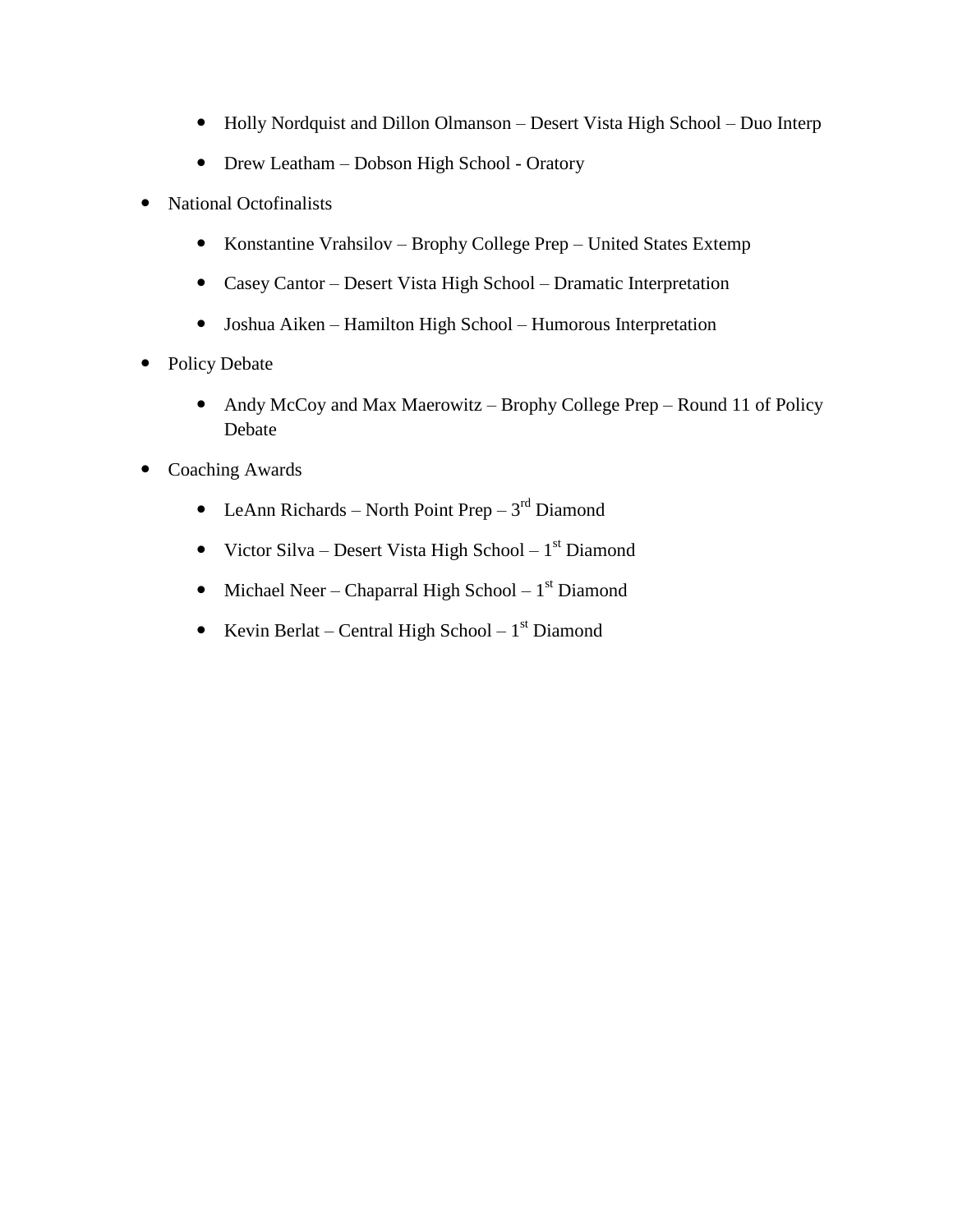- Holly Nordquist and Dillon Olmanson – Desert Vista High School – Duo Interp
    - Drew Leatham – Dobson High School - Oratory
- National Octofinalists
    - Konstantine Vrahsilov – Brophy College Prep – United States Extemp
    - Casey Cantor – Desert Vista High School – Dramatic Interpretation
    - Joshua Aiken – Hamilton High School – Humorous Interpretation
- Policy Debate
    - Andy McCoy and Max Maerowitz – Brophy College Prep – Round 11 of Policy Debate
- Coaching Awards
    - LeAnn Richards – North Point Prep – 3rd Diamond
    - Victor Silva – Desert Vista High School – 1st Diamond
    - Michael Neer – Chaparral High School – 1st Diamond
    - Kevin Berlat – Central High School – 1st Diamond